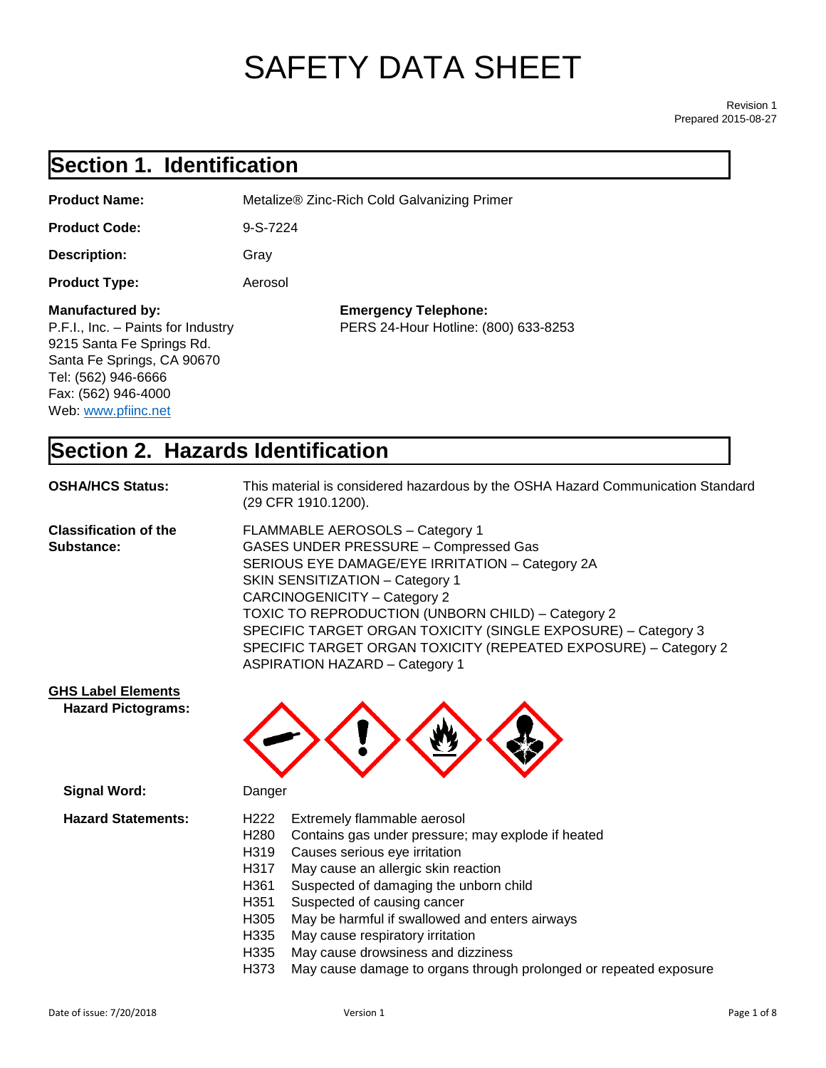# SAFETY DATA SHEET

Revision 1
Prepared 2015-08-27

## Section 1. Identification

**Product Name:** Metalize® Zinc-Rich Cold Galvanizing Primer

**Product Code:** 9-S-7224

**Description:** Gray

**Product Type:** Aerosol

**Manufactured by:**
P.F.I., Inc. – Paints for Industry
9215 Santa Fe Springs Rd.
Santa Fe Springs, CA 90670
Tel: (562) 946-6666
Fax: (562) 946-4000
Web: www.pfiinc.net

**Emergency Telephone:**
PERS 24-Hour Hotline: (800) 633-8253

## Section 2. Hazards Identification

**OSHA/HCS Status:** This material is considered hazardous by the OSHA Hazard Communication Standard (29 CFR 1910.1200).

**Classification of the Substance:**
FLAMMABLE AEROSOLS – Category 1
GASES UNDER PRESSURE – Compressed Gas
SERIOUS EYE DAMAGE/EYE IRRITATION – Category 2A
SKIN SENSITIZATION – Category 1
CARCINOGENICITY – Category 2
TOXIC TO REPRODUCTION (UNBORN CHILD) – Category 2
SPECIFIC TARGET ORGAN TOXICITY (SINGLE EXPOSURE) – Category 3
SPECIFIC TARGET ORGAN TOXICITY (REPEATED EXPOSURE) – Category 2
ASPIRATION HAZARD – Category 1

**GHS Label Elements**

**Hazard Pictograms:**

**Signal Word:** Danger

**Hazard Statements:**

H222 Extremely flammable aerosol
H280 Contains gas under pressure; may explode if heated
H319 Causes serious eye irritation
H317 May cause an allergic skin reaction
H361 Suspected of damaging the unborn child
H351 Suspected of causing cancer
H305 May be harmful if swallowed and enters airways
H335 May cause respiratory irritation
H335 May cause drowsiness and dizziness
H373 May cause damage to organs through prolonged or repeated exposure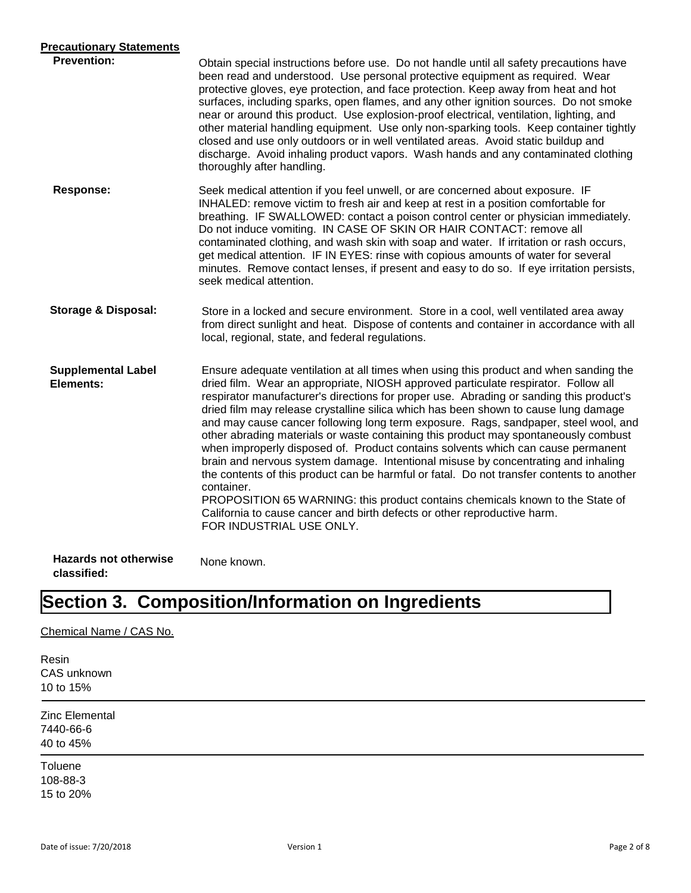**Precautionary Statements**

**Prevention:** Obtain special instructions before use. Do not handle until all safety precautions have been read and understood. Use personal protective equipment as required. Wear protective gloves, eye protection, and face protection. Keep away from heat and hot surfaces, including sparks, open flames, and any other ignition sources. Do not smoke near or around this product. Use explosion-proof electrical, ventilation, lighting, and other material handling equipment. Use only non-sparking tools. Keep container tightly closed and use only outdoors or in well ventilated areas. Avoid static buildup and discharge. Avoid inhaling product vapors. Wash hands and any contaminated clothing thoroughly after handling.

**Response:** Seek medical attention if you feel unwell, or are concerned about exposure. IF INHALED: remove victim to fresh air and keep at rest in a position comfortable for breathing. IF SWALLOWED: contact a poison control center or physician immediately. Do not induce vomiting. IN CASE OF SKIN OR HAIR CONTACT: remove all contaminated clothing, and wash skin with soap and water. If irritation or rash occurs, get medical attention. IF IN EYES: rinse with copious amounts of water for several minutes. Remove contact lenses, if present and easy to do so. If eye irritation persists, seek medical attention.

**Storage & Disposal:** Store in a locked and secure environment. Store in a cool, well ventilated area away from direct sunlight and heat. Dispose of contents and container in accordance with all local, regional, state, and federal regulations.

**Supplemental Label Elements:** Ensure adequate ventilation at all times when using this product and when sanding the dried film. Wear an appropriate, NIOSH approved particulate respirator. Follow all respirator manufacturer's directions for proper use. Abrading or sanding this product's dried film may release crystalline silica which has been shown to cause lung damage and may cause cancer following long term exposure. Rags, sandpaper, steel wool, and other abrading materials or waste containing this product may spontaneously combust when improperly disposed of. Product contains solvents which can cause permanent brain and nervous system damage. Intentional misuse by concentrating and inhaling the contents of this product can be harmful or fatal. Do not transfer contents to another container.
PROPOSITION 65 WARNING: this product contains chemicals known to the State of California to cause cancer and birth defects or other reproductive harm.
FOR INDUSTRIAL USE ONLY.

**Hazards not otherwise classified:** None known.

# Section 3. Composition/Information on Ingredients

Chemical Name / CAS No.

Resin
CAS unknown
10 to 15%

---

Zinc Elemental
7440-66-6
40 to 45%

---

Toluene
108-88-3
15 to 20%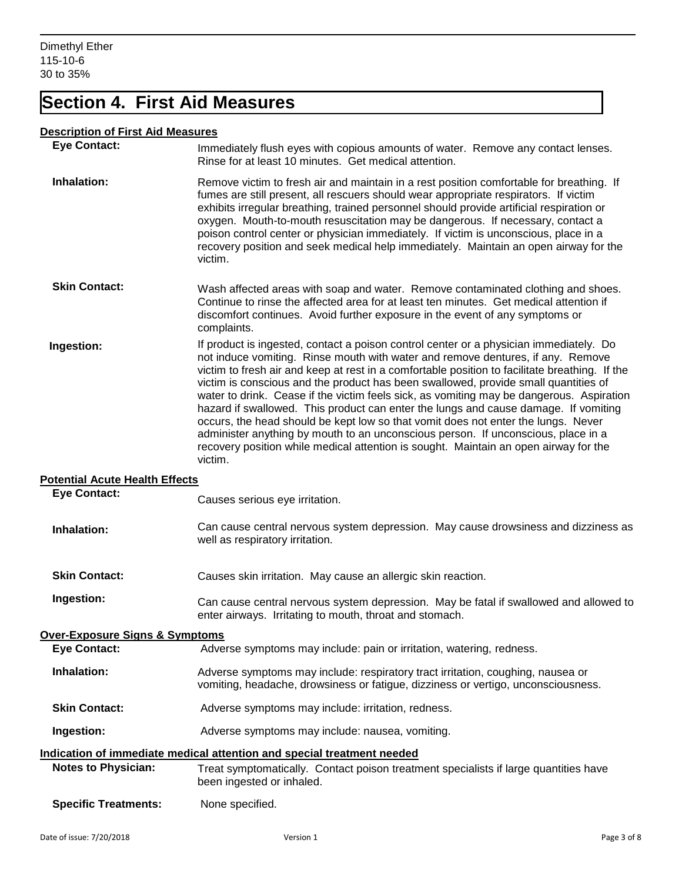Dimethyl Ether
115-10-6
30 to 35%

# Section 4. First Aid Measures

**Description of First Aid Measures**

**Eye Contact:** Immediately flush eyes with copious amounts of water. Remove any contact lenses. Rinse for at least 10 minutes. Get medical attention.

**Inhalation:** Remove victim to fresh air and maintain in a rest position comfortable for breathing. If fumes are still present, all rescuers should wear appropriate respirators. If victim exhibits irregular breathing, trained personnel should provide artificial respiration or oxygen. Mouth-to-mouth resuscitation may be dangerous. If necessary, contact a poison control center or physician immediately. If victim is unconscious, place in a recovery position and seek medical help immediately. Maintain an open airway for the victim.

**Skin Contact:** Wash affected areas with soap and water. Remove contaminated clothing and shoes. Continue to rinse the affected area for at least ten minutes. Get medical attention if discomfort continues. Avoid further exposure in the event of any symptoms or complaints.

**Ingestion:** If product is ingested, contact a poison control center or a physician immediately. Do not induce vomiting. Rinse mouth with water and remove dentures, if any. Remove victim to fresh air and keep at rest in a comfortable position to facilitate breathing. If the victim is conscious and the product has been swallowed, provide small quantities of water to drink. Cease if the victim feels sick, as vomiting may be dangerous. Aspiration hazard if swallowed. This product can enter the lungs and cause damage. If vomiting occurs, the head should be kept low so that vomit does not enter the lungs. Never administer anything by mouth to an unconscious person. If unconscious, place in a recovery position while medical attention is sought. Maintain an open airway for the victim.

**Potential Acute Health Effects**

**Eye Contact:** Causes serious eye irritation.

**Inhalation:** Can cause central nervous system depression. May cause drowsiness and dizziness as well as respiratory irritation.

**Skin Contact:** Causes skin irritation. May cause an allergic skin reaction.

**Ingestion:** Can cause central nervous system depression. May be fatal if swallowed and allowed to enter airways. Irritating to mouth, throat and stomach.

**Over-Exposure Signs & Symptoms**

**Eye Contact:** Adverse symptoms may include: pain or irritation, watering, redness.

**Inhalation:** Adverse symptoms may include: respiratory tract irritation, coughing, nausea or vomiting, headache, drowsiness or fatigue, dizziness or vertigo, unconsciousness.

**Skin Contact:** Adverse symptoms may include: irritation, redness.

**Ingestion:** Adverse symptoms may include: nausea, vomiting.

**Indication of immediate medical attention and special treatment needed**

**Notes to Physician:** Treat symptomatically. Contact poison treatment specialists if large quantities have been ingested or inhaled.

**Specific Treatments:** None specified.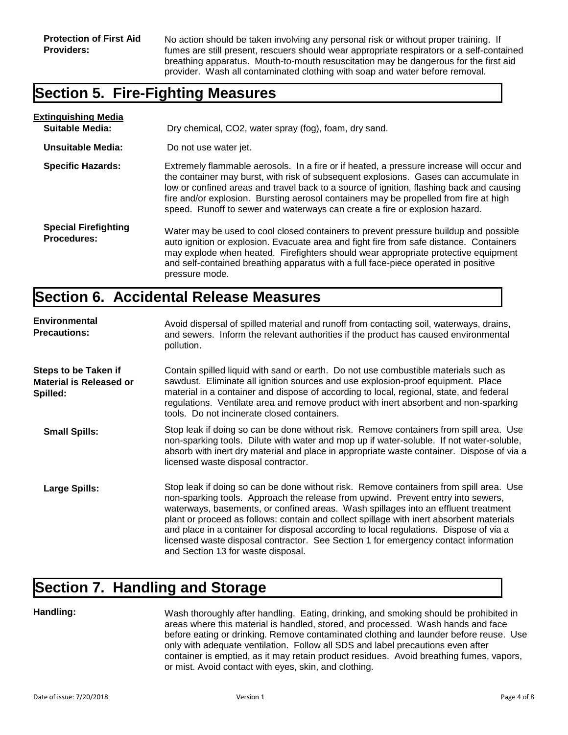**Protection of First Aid Providers:** No action should be taken involving any personal risk or without proper training. If fumes are still present, rescuers should wear appropriate respirators or a self-contained breathing apparatus. Mouth-to-mouth resuscitation may be dangerous for the first aid provider. Wash all contaminated clothing with soap and water before removal.

## Section 5. Fire-Fighting Measures

**Extinguishing Media**

**Suitable Media:** Dry chemical, $CO_2$, water spray (fog), foam, dry sand.

**Unsuitable Media:** Do not use water jet.

**Specific Hazards:** Extremely flammable aerosols. In a fire or if heated, a pressure increase will occur and the container may burst, with risk of subsequent explosions. Gases can accumulate in low or confined areas and travel back to a source of ignition, flashing back and causing fire and/or explosion. Bursting aerosol containers may be propelled from fire at high speed. Runoff to sewer and waterways can create a fire or explosion hazard.

**Special Firefighting Procedures:** Water may be used to cool closed containers to prevent pressure buildup and possible auto ignition or explosion. Evacuate area and fight fire from safe distance. Containers may explode when heated. Firefighters should wear appropriate protective equipment and self-contained breathing apparatus with a full face-piece operated in positive pressure mode.

## Section 6. Accidental Release Measures

**Environmental Precautions:** Avoid dispersal of spilled material and runoff from contacting soil, waterways, drains, and sewers. Inform the relevant authorities if the product has caused environmental pollution.

**Steps to be Taken if Material is Released or Spilled:** Contain spilled liquid with sand or earth. Do not use combustible materials such as sawdust. Eliminate all ignition sources and use explosion-proof equipment. Place material in a container and dispose of according to local, regional, state, and federal regulations. Ventilate area and remove product with inert absorbent and non-sparking tools. Do not incinerate closed containers.

**Small Spills:** Stop leak if doing so can be done without risk. Remove containers from spill area. Use non-sparking tools. Dilute with water and mop up if water-soluble. If not water-soluble, absorb with inert dry material and place in appropriate waste container. Dispose of via a licensed waste disposal contractor.

**Large Spills:** Stop leak if doing so can be done without risk. Remove containers from spill area. Use non-sparking tools. Approach the release from upwind. Prevent entry into sewers, waterways, basements, or confined areas. Wash spillages into an effluent treatment plant or proceed as follows: contain and collect spillage with inert absorbent materials and place in a container for disposal according to local regulations. Dispose of via a licensed waste disposal contractor. See Section 1 for emergency contact information and Section 13 for waste disposal.

## Section 7. Handling and Storage

**Handling:** Wash thoroughly after handling. Eating, drinking, and smoking should be prohibited in areas where this material is handled, stored, and processed. Wash hands and face before eating or drinking. Remove contaminated clothing and launder before reuse. Use only with adequate ventilation. Follow all SDS and label precautions even after container is emptied, as it may retain product residues. Avoid breathing fumes, vapors, or mist. Avoid contact with eyes, skin, and clothing.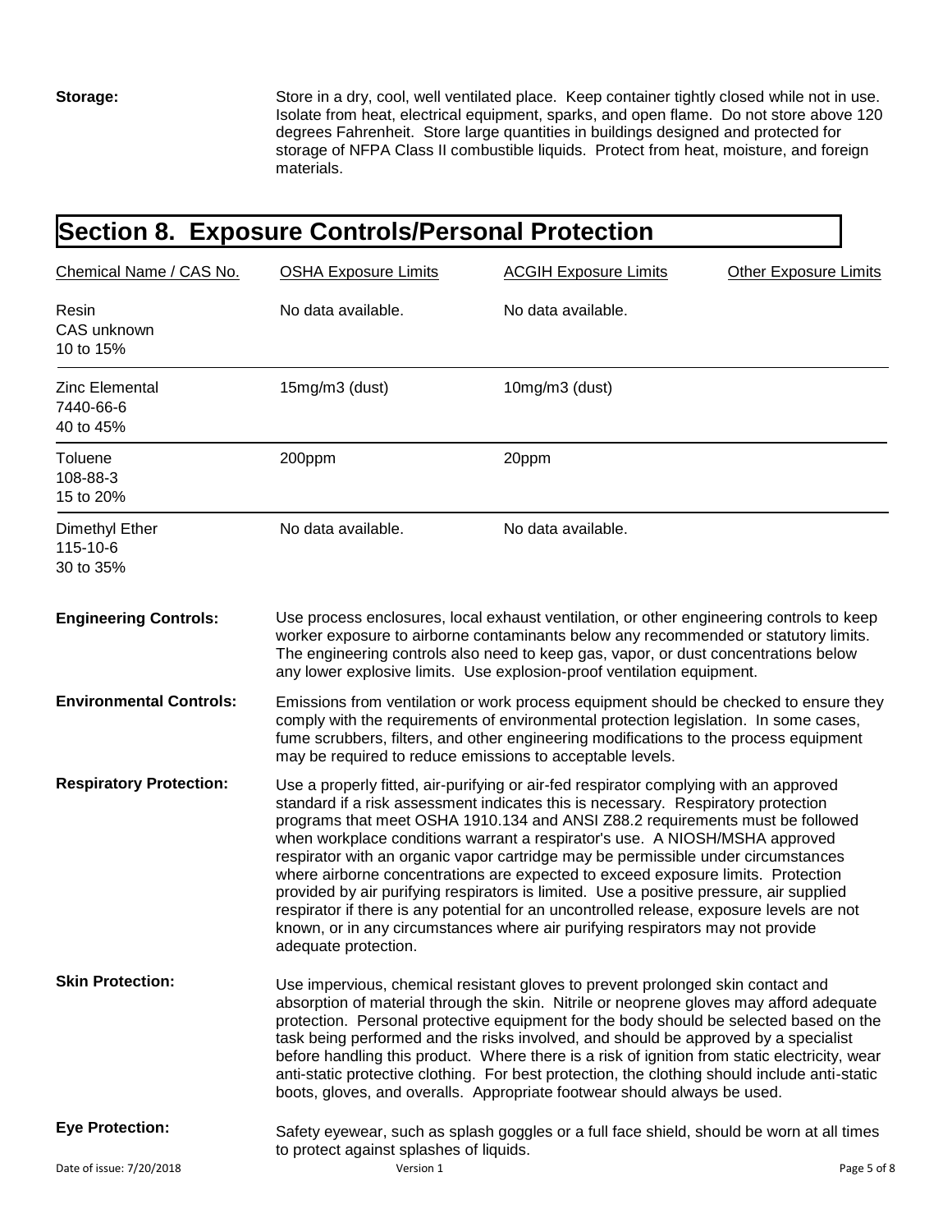**Storage:** Store in a dry, cool, well ventilated place. Keep container tightly closed while not in use. Isolate from heat, electrical equipment, sparks, and open flame. Do not store above 120 degrees Fahrenheit. Store large quantities in buildings designed and protected for storage of NFPA Class II combustible liquids. Protect from heat, moisture, and foreign materials.

## Section 8. Exposure Controls/Personal Protection

| Chemical Name / CAS No. | OSHA Exposure Limits | ACGIH Exposure Limits | Other Exposure Limits |
|---|---|---|---|
| Resin<br>CAS unknown<br>10 to 15% | No data available. | No data available. | |
| Zinc Elemental<br>7440-66-6<br>40 to 45% | 15mg/m3 (dust) | 10mg/m3 (dust) | |
| Toluene<br>108-88-3<br>15 to 20% | 200ppm | 20ppm | |
| Dimethyl Ether<br>115-10-6<br>30 to 35% | No data available. | No data available. | |

**Engineering Controls:** Use process enclosures, local exhaust ventilation, or other engineering controls to keep worker exposure to airborne contaminants below any recommended or statutory limits. The engineering controls also need to keep gas, vapor, or dust concentrations below any lower explosive limits. Use explosion-proof ventilation equipment.

**Environmental Controls:** Emissions from ventilation or work process equipment should be checked to ensure they comply with the requirements of environmental protection legislation. In some cases, fume scrubbers, filters, and other engineering modifications to the process equipment may be required to reduce emissions to acceptable levels.

**Respiratory Protection:** Use a properly fitted, air-purifying or air-fed respirator complying with an approved standard if a risk assessment indicates this is necessary. Respiratory protection programs that meet OSHA 1910.134 and ANSI Z88.2 requirements must be followed when workplace conditions warrant a respirator's use. A NIOSH/MSHA approved respirator with an organic vapor cartridge may be permissible under circumstances where airborne concentrations are expected to exceed exposure limits. Protection provided by air purifying respirators is limited. Use a positive pressure, air supplied respirator if there is any potential for an uncontrolled release, exposure levels are not known, or in any circumstances where air purifying respirators may not provide adequate protection.

**Skin Protection:** Use impervious, chemical resistant gloves to prevent prolonged skin contact and absorption of material through the skin. Nitrile or neoprene gloves may afford adequate protection. Personal protective equipment for the body should be selected based on the task being performed and the risks involved, and should be approved by a specialist before handling this product. Where there is a risk of ignition from static electricity, wear anti-static protective clothing. For best protection, the clothing should include anti-static boots, gloves, and overalls. Appropriate footwear should always be used.

**Eye Protection:** Safety eyewear, such as splash goggles or a full face shield, should be worn at all times to protect against splashes of liquids.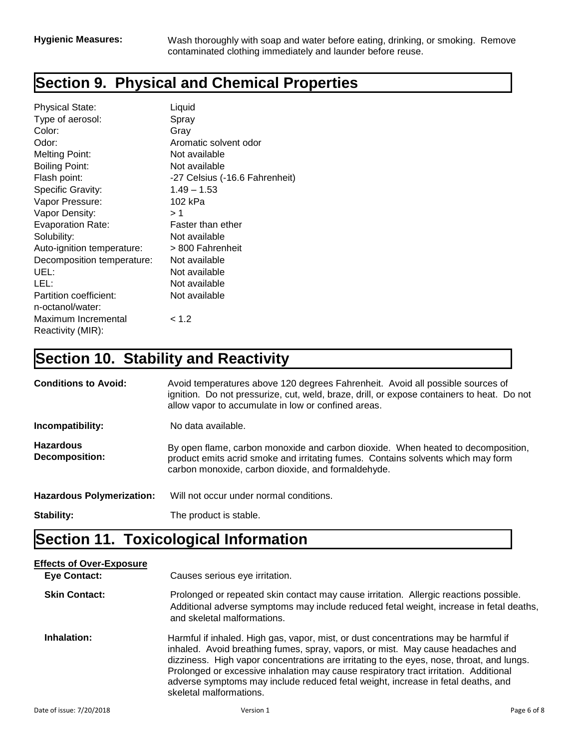**Hygienic Measures:** Wash thoroughly with soap and water before eating, drinking, or smoking. Remove contaminated clothing immediately and launder before reuse.

## Section 9. Physical and Chemical Properties

| | |
|---|---|
| Physical State: | Liquid |
| Type of aerosol: | Spray |
| Color: | Gray |
| Odor: | Aromatic solvent odor |
| Melting Point: | Not available |
| Boiling Point: | Not available |
| Flash point: | -27 Celsius (-16.6 Fahrenheit) |
| Specific Gravity: | 1.49 – 1.53 |
| Vapor Pressure: | 102 kPa |
| Vapor Density: | > 1 |
| Evaporation Rate: | Faster than ether |
| Solubility: | Not available |
| Auto-ignition temperature: | > 800 Fahrenheit |
| Decomposition temperature: | Not available |
| UEL: | Not available |
| LEL: | Not available |
| Partition coefficient: n-octanol/water: | Not available |
| Maximum Incremental Reactivity (MIR): | < 1.2 |

## Section 10. Stability and Reactivity

**Conditions to Avoid:** Avoid temperatures above 120 degrees Fahrenheit. Avoid all possible sources of ignition. Do not pressurize, cut, weld, braze, drill, or expose containers to heat. Do not allow vapor to accumulate in low or confined areas.

**Incompatibility:** No data available.

**Hazardous Decomposition:** By open flame, carbon monoxide and carbon dioxide. When heated to decomposition, product emits acrid smoke and irritating fumes. Contains solvents which may form carbon monoxide, carbon dioxide, and formaldehyde.

**Hazardous Polymerization:** Will not occur under normal conditions.

**Stability:** The product is stable.

## Section 11. Toxicological Information

**Effects of Over-Exposure**

**Eye Contact:** Causes serious eye irritation.

**Skin Contact:** Prolonged or repeated skin contact may cause irritation. Allergic reactions possible. Additional adverse symptoms may include reduced fetal weight, increase in fetal deaths, and skeletal malformations.

**Inhalation:** Harmful if inhaled. High gas, vapor, mist, or dust concentrations may be harmful if inhaled. Avoid breathing fumes, spray, vapors, or mist. May cause headaches and dizziness. High vapor concentrations are irritating to the eyes, nose, throat, and lungs. Prolonged or excessive inhalation may cause respiratory tract irritation. Additional adverse symptoms may include reduced fetal weight, increase in fetal deaths, and skeletal malformations.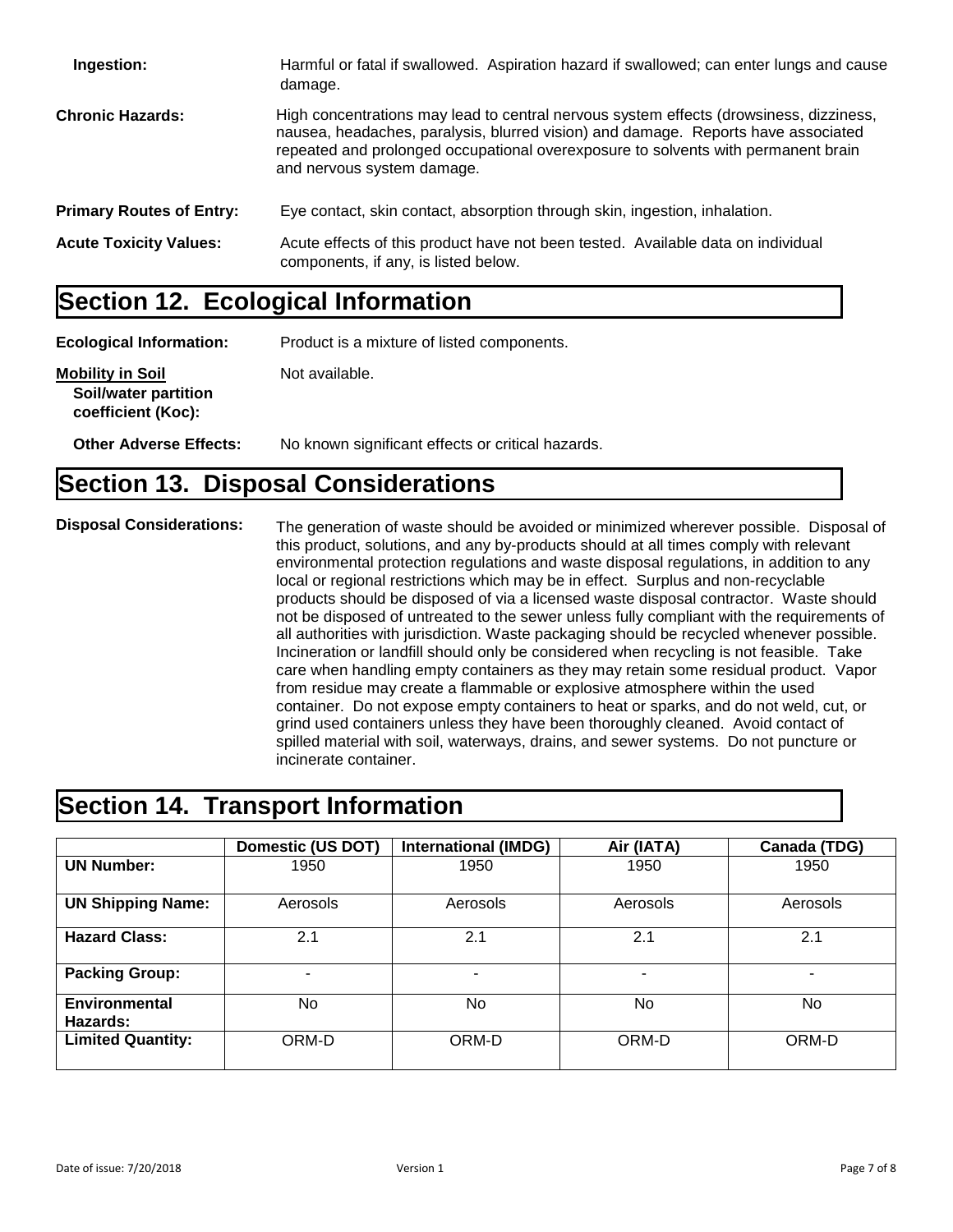**Ingestion:** Harmful or fatal if swallowed. Aspiration hazard if swallowed; can enter lungs and cause damage.

**Chronic Hazards:** High concentrations may lead to central nervous system effects (drowsiness, dizziness, nausea, headaches, paralysis, blurred vision) and damage. Reports have associated repeated and prolonged occupational overexposure to solvents with permanent brain and nervous system damage.

**Primary Routes of Entry:** Eye contact, skin contact, absorption through skin, ingestion, inhalation.

**Acute Toxicity Values:** Acute effects of this product have not been tested. Available data on individual components, if any, is listed below.

## Section 12. Ecological Information

**Ecological Information:** Product is a mixture of listed components.

**Mobility in Soil**
**Soil/water partition coefficient (Koc):** Not available.

**Other Adverse Effects:** No known significant effects or critical hazards.

## Section 13. Disposal Considerations

**Disposal Considerations:** The generation of waste should be avoided or minimized wherever possible. Disposal of this product, solutions, and any by-products should at all times comply with relevant environmental protection regulations and waste disposal regulations, in addition to any local or regional restrictions which may be in effect. Surplus and non-recyclable products should be disposed of via a licensed waste disposal contractor. Waste should not be disposed of untreated to the sewer unless fully compliant with the requirements of all authorities with jurisdiction. Waste packaging should be recycled whenever possible. Incineration or landfill should only be considered when recycling is not feasible. Take care when handling empty containers as they may retain some residual product. Vapor from residue may create a flammable or explosive atmosphere within the used container. Do not expose empty containers to heat or sparks, and do not weld, cut, or grind used containers unless they have been thoroughly cleaned. Avoid contact of spilled material with soil, waterways, drains, and sewer systems. Do not puncture or incinerate container.

## Section 14. Transport Information

| | Domestic (US DOT) | International (IMDG) | Air (IATA) | Canada (TDG) |
|---|---|---|---|---|
| **UN Number:** | 1950 | 1950 | 1950 | 1950 |
| **UN Shipping Name:** | Aerosols | Aerosols | Aerosols | Aerosols |
| **Hazard Class:** | 2.1 | 2.1 | 2.1 | 2.1 |
| **Packing Group:** | - | - | - | - |
| **Environmental Hazards:** | No | No | No | No |
| **Limited Quantity:** | ORM-D | ORM-D | ORM-D | ORM-D |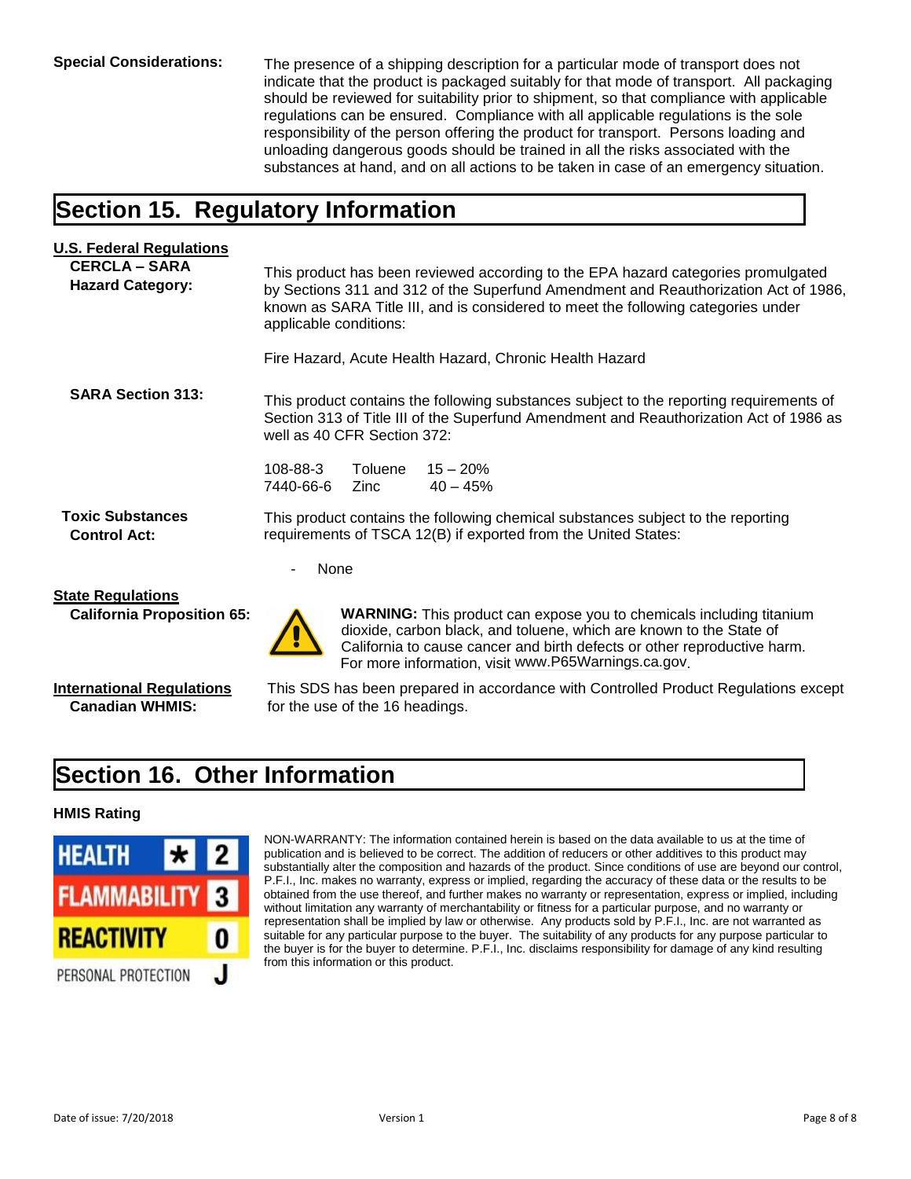**Special Considerations:** The presence of a shipping description for a particular mode of transport does not indicate that the product is packaged suitably for that mode of transport. All packaging should be reviewed for suitability prior to shipment, so that compliance with applicable regulations can be ensured. Compliance with all applicable regulations is the sole responsibility of the person offering the product for transport. Persons loading and unloading dangerous goods should be trained in all the risks associated with the substances at hand, and on all actions to be taken in case of an emergency situation.

# Section 15. Regulatory Information

**U.S. Federal Regulations**

**CERCLA – SARA Hazard Category:**

This product has been reviewed according to the EPA hazard categories promulgated by Sections 311 and 312 of the Superfund Amendment and Reauthorization Act of 1986, known as SARA Title III, and is considered to meet the following categories under applicable conditions:

Fire Hazard, Acute Health Hazard, Chronic Health Hazard

**SARA Section 313:**

This product contains the following substances subject to the reporting requirements of Section 313 of Title III of the Superfund Amendment and Reauthorization Act of 1986 as well as 40 CFR Section 372:

| | | |
|---|---|---|
| 108-88-3 | Toluene | 15 – 20% |
| 7440-66-6 | Zinc | 40 – 45% |

**Toxic Substances Control Act:**

This product contains the following chemical substances subject to the reporting requirements of TSCA 12(B) if exported from the United States:

- None

**State Regulations**

**California Proposition 65:**

**WARNING:** This product can expose you to chemicals including titanium dioxide, carbon black, and toluene, which are known to the State of California to cause cancer and birth defects or other reproductive harm. For more information, visit www.P65Warnings.ca.gov.

**International Regulations**

**Canadian WHMIS:**

This SDS has been prepared in accordance with Controlled Product Regulations except for the use of the 16 headings.

# Section 16. Other Information

**HMIS Rating**

| | | |
|---|---|---|
| HEALTH | * | 2 |
| FLAMMABILITY | | 3 |
| REACTIVITY | | 0 |
| PERSONAL PROTECTION | | J |

NON-WARRANTY: The information contained herein is based on the data available to us at the time of publication and is believed to be correct. The addition of reducers or other additives to this product may substantially alter the composition and hazards of the product. Since conditions of use are beyond our control, P.F.I., Inc. makes no warranty, express or implied, regarding the accuracy of these data or the results to be obtained from the use thereof, and further makes no warranty or representation, express or implied, including without limitation any warranty of merchantability or fitness for a particular purpose, and no warranty or representation shall be implied by law or otherwise. Any products sold by P.F.I., Inc. are not warranted as suitable for any particular purpose to the buyer. The suitability of any products for any purpose particular to the buyer is for the buyer to determine. P.F.I., Inc. disclaims responsibility for damage of any kind resulting from this information or this product.

Date of issue: 7/20/2018 Version 1